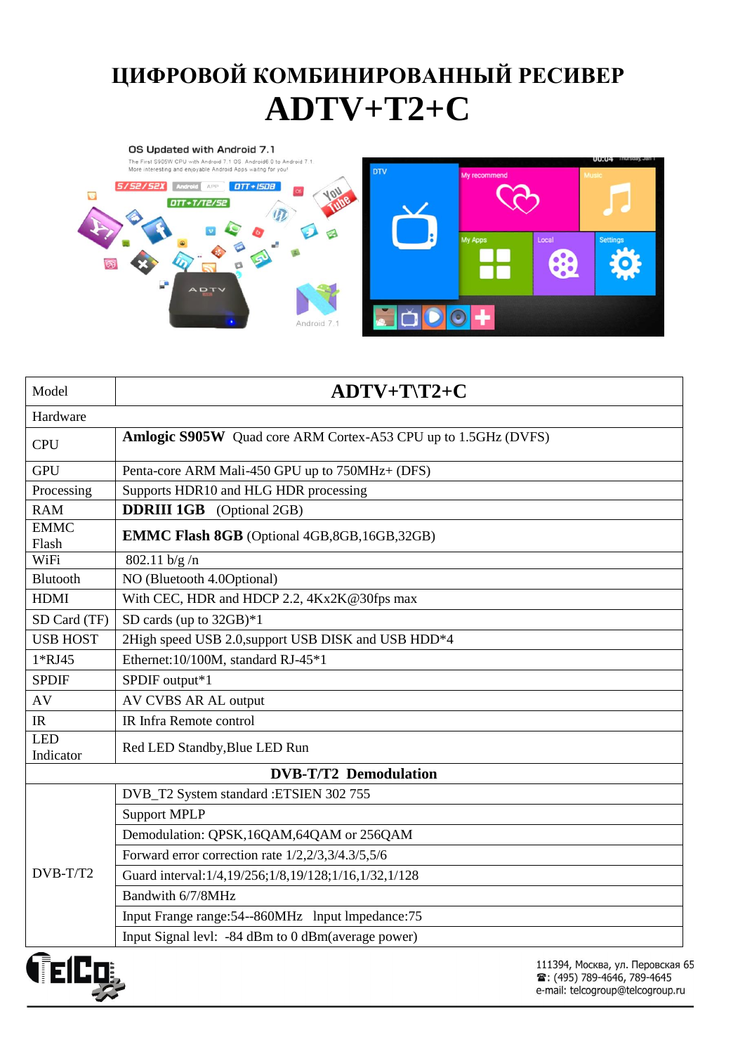# ЦИФРОВОЙ КОМБИНИРОВАННЫЙ РЕСИВЕР
# ADTV+T2+C

| Model | **ADTV+T\T2+C** |
|---|---|
| Hardware | |
| CPU | **Amlogic S905W** Quad core ARM Cortex-A53 CPU up to 1.5GHz (DVFS) |
| GPU | Penta-core ARM Mali-450 GPU up to 750MHz+ (DFS) |
| Processing | Supports HDR10 and HLG HDR processing |
| RAM | **DDRIII 1GB** (Optional 2GB) |
| EMMC Flash | **EMMC Flash 8GB** (Optional 4GB,8GB,16GB,32GB) |
| WiFi | 802.11 b/g /n |
| Blutooth | NO (Bluetooth 4.0Optional) |
| HDMI | With CEC, HDR and HDCP 2.2, 4Kx2K@30fps max |
| SD Card (TF) | SD cards (up to 32GB)*1 |
| USB HOST | 2High speed USB 2.0,support USB DISK and USB HDD*4 |
| 1*RJ45 | Ethernet:10/100M, standard RJ-45*1 |
| SPDIF | SPDIF output*1 |
| AV | AV CVBS AR AL output |
| IR | IR Infra Remote control |
| LED Indicator | Red LED Standby,Blue LED Run |
| **DVB-T/T2 Demodulation** | |
| DVB-T/T2 | DVB_T2 System standard :ETSIEN 302 755 |
| | Support MPLP |
| | Demodulation: QPSK,16QAM,64QAM or 256QAM |
| | Forward error correction rate 1/2,2/3,3/4.3/5,5/6 |
| | Guard interval:1/4,19/256;1/8,19/128;1/16,1/32,1/128 |
| | Bandwith 6/7/8MHz |
| | Input Frange range:54--860MHz Input Impedance:75 |
| | Input Signal levl: -84 dBm to 0 dBm(average power) |

111394, Москва, ул. Перовская 65
☎: (495) 789-4646, 789-4645
e-mail: telcogroup@telcogroup.ru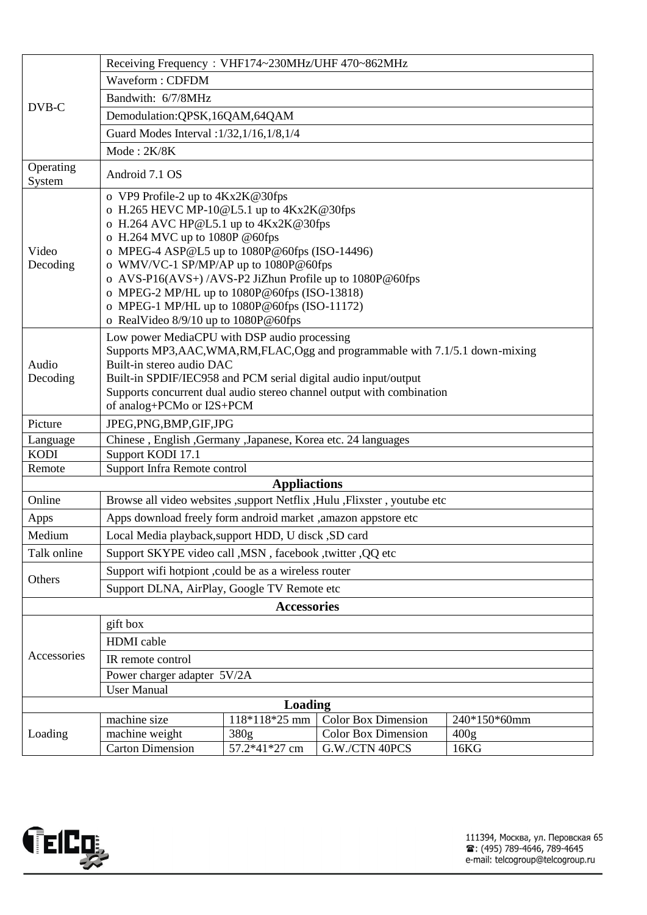| | | | | |
|---|---|---|---|---|
| DVB-C | Receiving Frequency：VHF174~230MHz/UHF 470~862MHz | | | |
| | Waveform : CDFDM | | | |
| | Bandwith: 6/7/8MHz | | | |
| | Demodulation:QPSK,16QAM,64QAM | | | |
| | Guard Modes Interval :1/32,1/16,1/8,1/4 | | | |
| | Mode : 2K/8K | | | |
| Operating System | Android 7.1 OS | | | |
| Video Decoding | o VP9 Profile-2 up to 4Kx2K@30fps<br>o H.265 HEVC MP-10@L5.1 up to 4Kx2K@30fps<br>o H.264 AVC HP@L5.1 up to 4Kx2K@30fps<br>o H.264 MVC up to 1080P @60fps<br>o MPEG-4 ASP@L5 up to 1080P@60fps (ISO-14496)<br>o WMV/VC-1 SP/MP/AP up to 1080P@60fps<br>o AVS-P16(AVS+) /AVS-P2 JiZhun Profile up to 1080P@60fps<br>o MPEG-2 MP/HL up to 1080P@60fps (ISO-13818)<br>o MPEG-1 MP/HL up to 1080P@60fps (ISO-11172)<br>o RealVideo 8/9/10 up to 1080P@60fps | | | |
| Audio Decoding | Low power MediaCPU with DSP audio processing<br>Supports MP3,AAC,WMA,RM,FLAC,Ogg and programmable with 7.1/5.1 down-mixing<br>Built-in stereo audio DAC<br>Built-in SPDIF/IEC958 and PCM serial digital audio input/output<br>Supports concurrent dual audio stereo channel output with combination of analog+PCMo or I2S+PCM | | | |
| Picture | JPEG,PNG,BMP,GIF,JPG | | | |
| Language | Chinese , English ,Germany ,Japanese, Korea etc. 24 languages | | | |
| KODI | Support KODI 17.1 | | | |
| Remote | Support Infra Remote control | | | |
| **Appliactions** | | | | |
| Online | Browse all video websites ,support Netflix ,Hulu ,Flixster , youtube etc | | | |
| Apps | Apps download freely form android market ,amazon appstore etc | | | |
| Medium | Local Media playback,support HDD, U disck ,SD card | | | |
| Talk online | Support SKYPE video call ,MSN , facebook ,twitter ,QQ etc | | | |
| Others | Support wifi hotpiont ,could be as a wireless router | | | |
| | Support DLNA, AirPlay, Google TV Remote etc | | | |
| **Accessories** | | | | |
| Accessories | gift box | | | |
| | HDMI cable | | | |
| | IR remote control | | | |
| | Power charger adapter 5V/2A | | | |
| | User Manual | | | |
| **Loading** | | | | |
| Loading | machine size | 118*118*25 mm | Color Box Dimension | 240*150*60mm |
| | machine weight | 380g | Color Box Dimension | 400g |
| | Carton Dimension | 57.2*41*27 cm | G.W./CTN 40PCS | 16KG |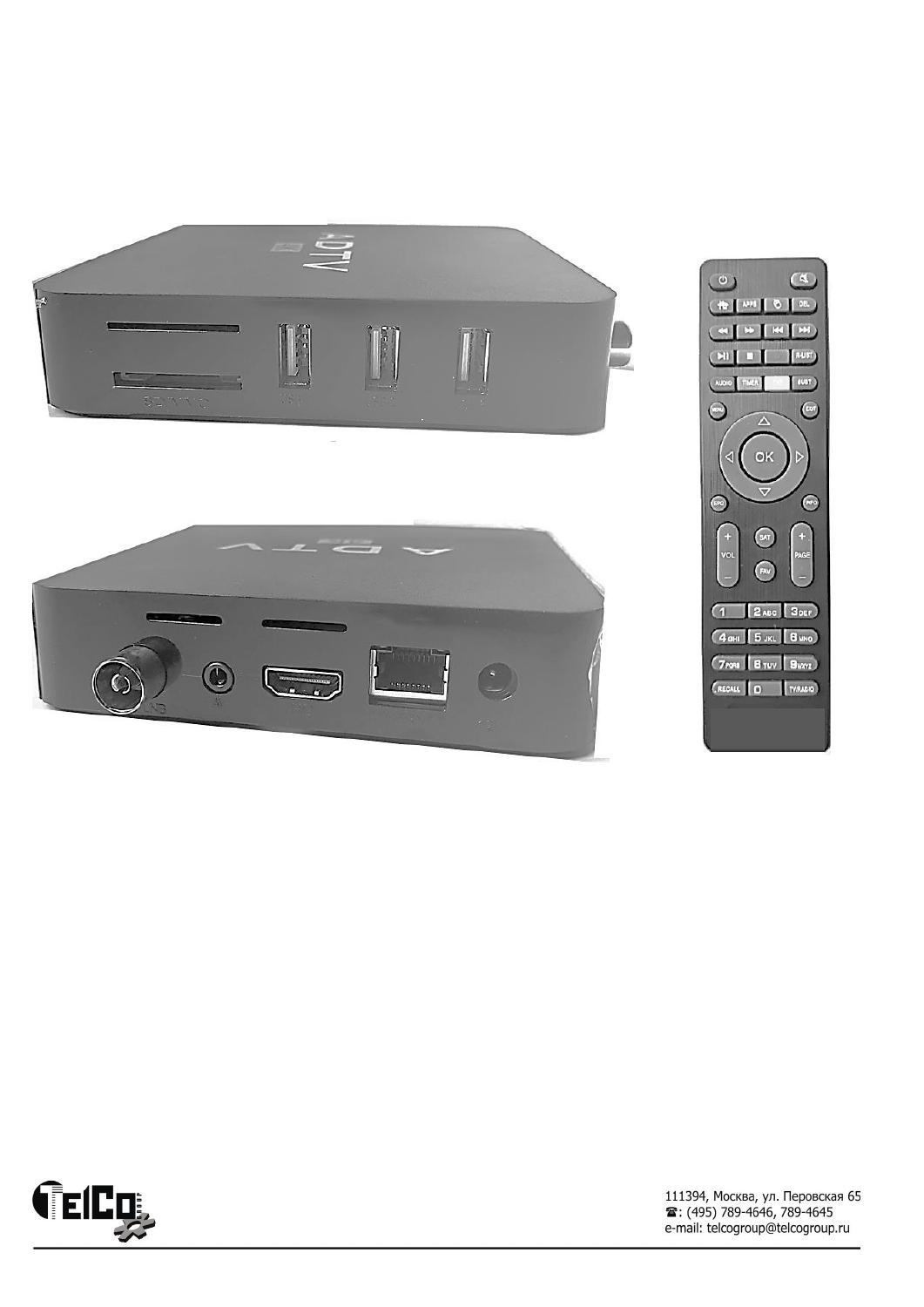111394, Москва, ул. Перовская 65
☎: (495) 789-4646, 789-4645
e-mail: telcogroup@telcogroup.ru